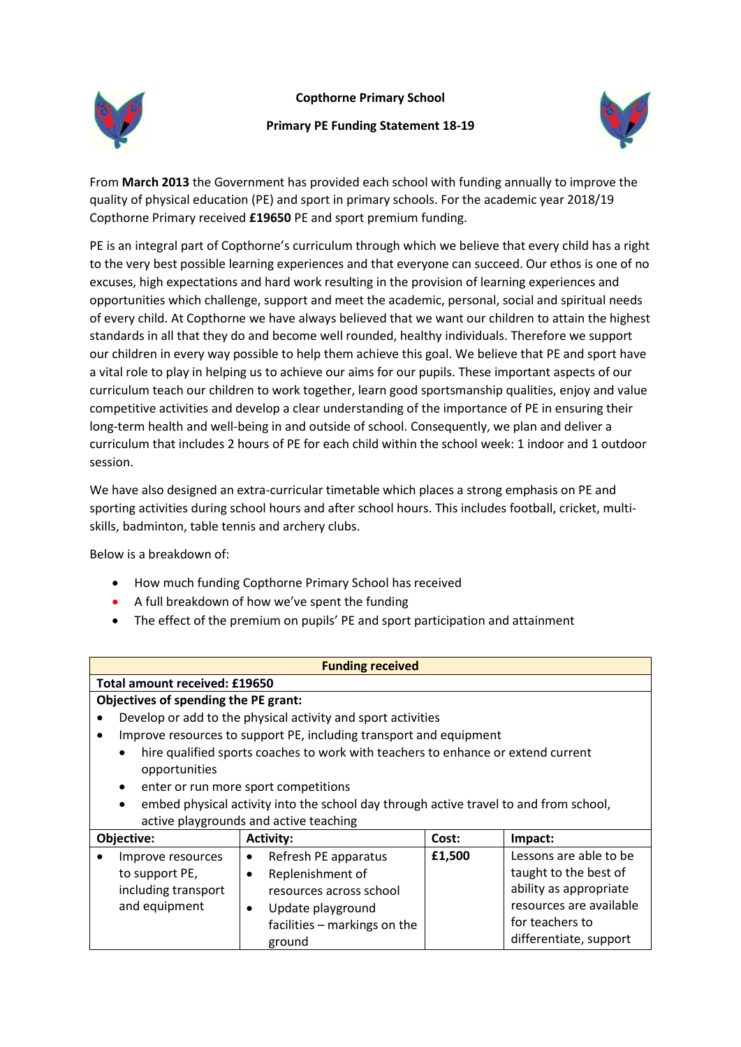**Copthorne Primary School**

**Primary PE Funding Statement 18-19**

From **March 2013** the Government has provided each school with funding annually to improve the quality of physical education (PE) and sport in primary schools. For the academic year 2018/19 Copthorne Primary received **£19650** PE and sport premium funding.

PE is an integral part of Copthorne's curriculum through which we believe that every child has a right to the very best possible learning experiences and that everyone can succeed. Our ethos is one of no excuses, high expectations and hard work resulting in the provision of learning experiences and opportunities which challenge, support and meet the academic, personal, social and spiritual needs of every child. At Copthorne we have always believed that we want our children to attain the highest standards in all that they do and become well rounded, healthy individuals. Therefore we support our children in every way possible to help them achieve this goal. We believe that PE and sport have a vital role to play in helping us to achieve our aims for our pupils. These important aspects of our curriculum teach our children to work together, learn good sportsmanship qualities, enjoy and value competitive activities and develop a clear understanding of the importance of PE in ensuring their long-term health and well-being in and outside of school. Consequently, we plan and deliver a curriculum that includes 2 hours of PE for each child within the school week: 1 indoor and 1 outdoor session.

We have also designed an extra-curricular timetable which places a strong emphasis on PE and sporting activities during school hours and after school hours. This includes football, cricket, multi-skills, badminton, table tennis and archery clubs.

Below is a breakdown of:

- How much funding Copthorne Primary School has received
- A full breakdown of how we've spent the funding
- The effect of the premium on pupils' PE and sport participation and attainment

| **Funding received** | | | |
|---|---|---|---|
| **Total amount received: £19650** | | | |
| **Objectives of spending the PE grant:**<br>• Develop or add to the physical activity and sport activities<br>• Improve resources to support PE, including transport and equipment<br>&nbsp;&nbsp;• hire qualified sports coaches to work with teachers to enhance or extend current opportunities<br>&nbsp;&nbsp;• enter or run more sport competitions<br>&nbsp;&nbsp;• embed physical activity into the school day through active travel to and from school, active playgrounds and active teaching | | | |
| **Objective:** | **Activity:** | **Cost:** | **Impact:** |
| • Improve resources to support PE, including transport and equipment | • Refresh PE apparatus<br>• Replenishment of resources across school<br>• Update playground facilities – markings on the ground | **£1,500** | Lessons are able to be taught to the best of ability as appropriate resources are available for teachers to differentiate, support |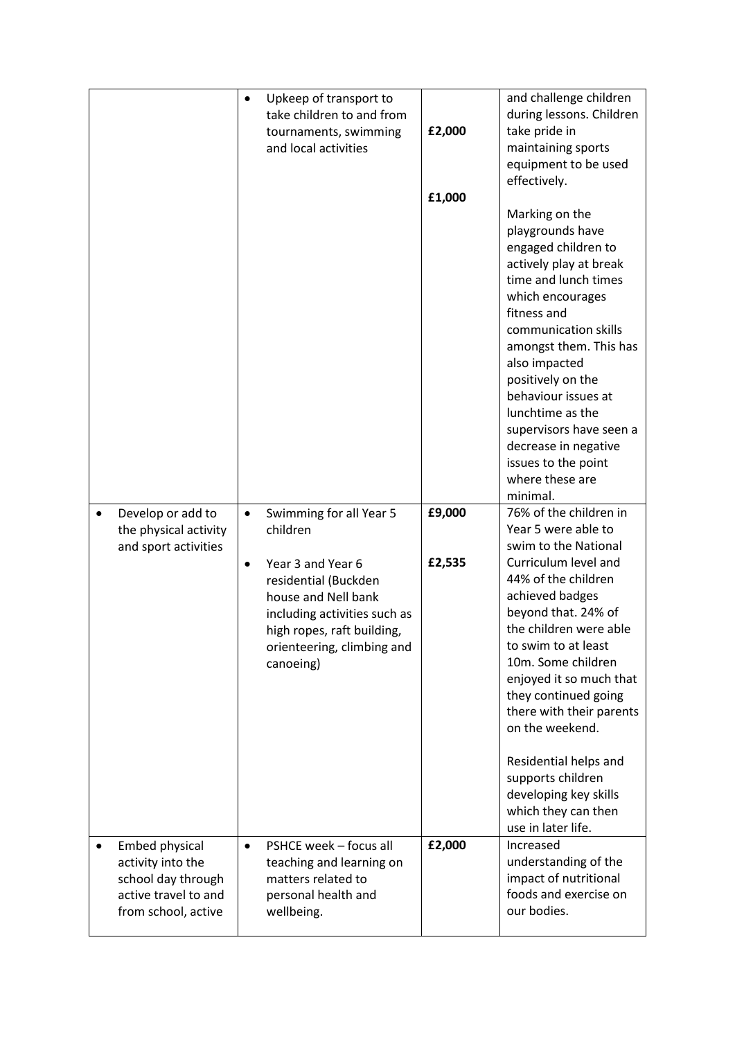| | | | |
|---|---|---|---|
| | • Upkeep of transport to take children to and from tournaments, swimming and local activities | £2,000<br><br>£1,000 | and challenge children during lessons. Children take pride in maintaining sports equipment to be used effectively.<br><br>Marking on the playgrounds have engaged children to actively play at break time and lunch times which encourages fitness and communication skills amongst them. This has also impacted positively on the behaviour issues at lunchtime as the supervisors have seen a decrease in negative issues to the point where these are minimal. |
| • Develop or add to the physical activity and sport activities | • Swimming for all Year 5 children<br><br>• Year 3 and Year 6 residential (Buckden house and Nell bank including activities such as high ropes, raft building, orienteering, climbing and canoeing) | £9,000<br><br>£2,535 | 76% of the children in Year 5 were able to swim to the National Curriculum level and 44% of the children achieved badges beyond that. 24% of the children were able to swim to at least 10m. Some children enjoyed it so much that they continued going there with their parents on the weekend.<br><br>Residential helps and supports children developing key skills which they can then use in later life. |
| • Embed physical activity into the school day through active travel to and from school, active | • PSHCE week – focus all teaching and learning on matters related to personal health and wellbeing. | £2,000 | Increased understanding of the impact of nutritional foods and exercise on our bodies. |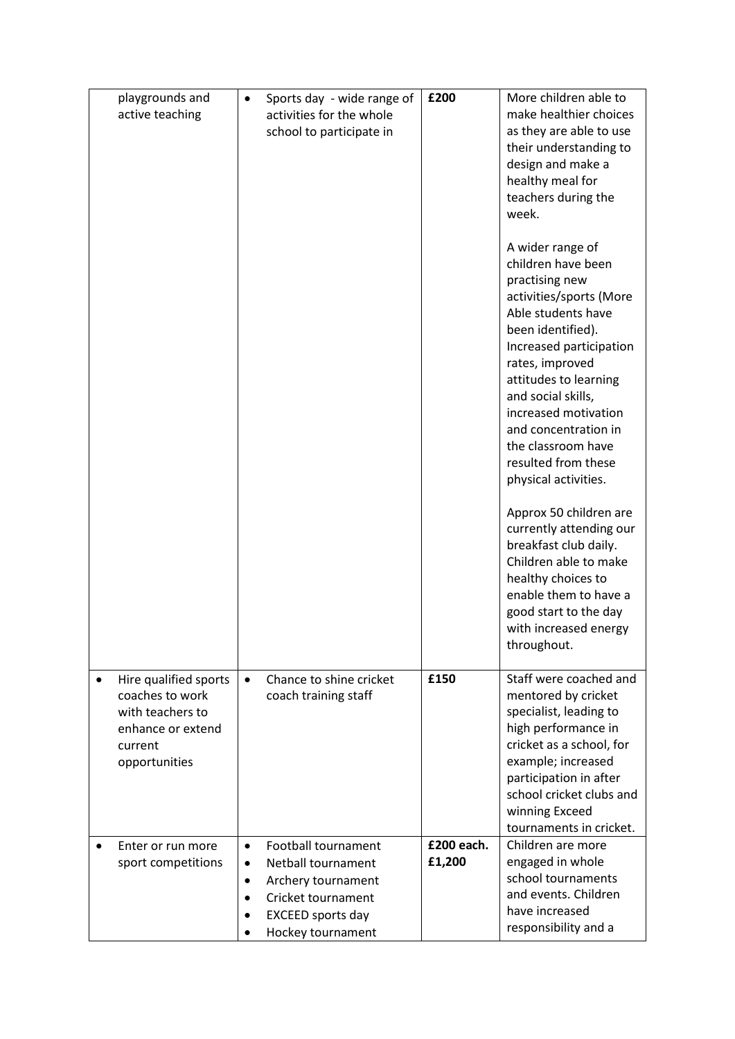| | | | |
|---|---|---|---|
| playgrounds and active teaching | • Sports day - wide range of activities for the whole school to participate in | **£200** | More children able to make healthier choices as they are able to use their understanding to design and make a healthy meal for teachers during the week.<br><br>A wider range of children have been practising new activities/sports (More Able students have been identified). Increased participation rates, improved attitudes to learning and social skills, increased motivation and concentration in the classroom have resulted from these physical activities.<br><br>Approx 50 children are currently attending our breakfast club daily. Children able to make healthy choices to enable them to have a good start to the day with increased energy throughout. |
| • Hire qualified sports coaches to work with teachers to enhance or extend current opportunities | • Chance to shine cricket coach training staff | **£150** | Staff were coached and mentored by cricket specialist, leading to high performance in cricket as a school, for example; increased participation in after school cricket clubs and winning Exceed tournaments in cricket. |
| • Enter or run more sport competitions | • Football tournament<br>• Netball tournament<br>• Archery tournament<br>• Cricket tournament<br>• EXCEED sports day<br>• Hockey tournament | **£200 each.**<br>**£1,200** | Children are more engaged in whole school tournaments and events. Children have increased responsibility and a |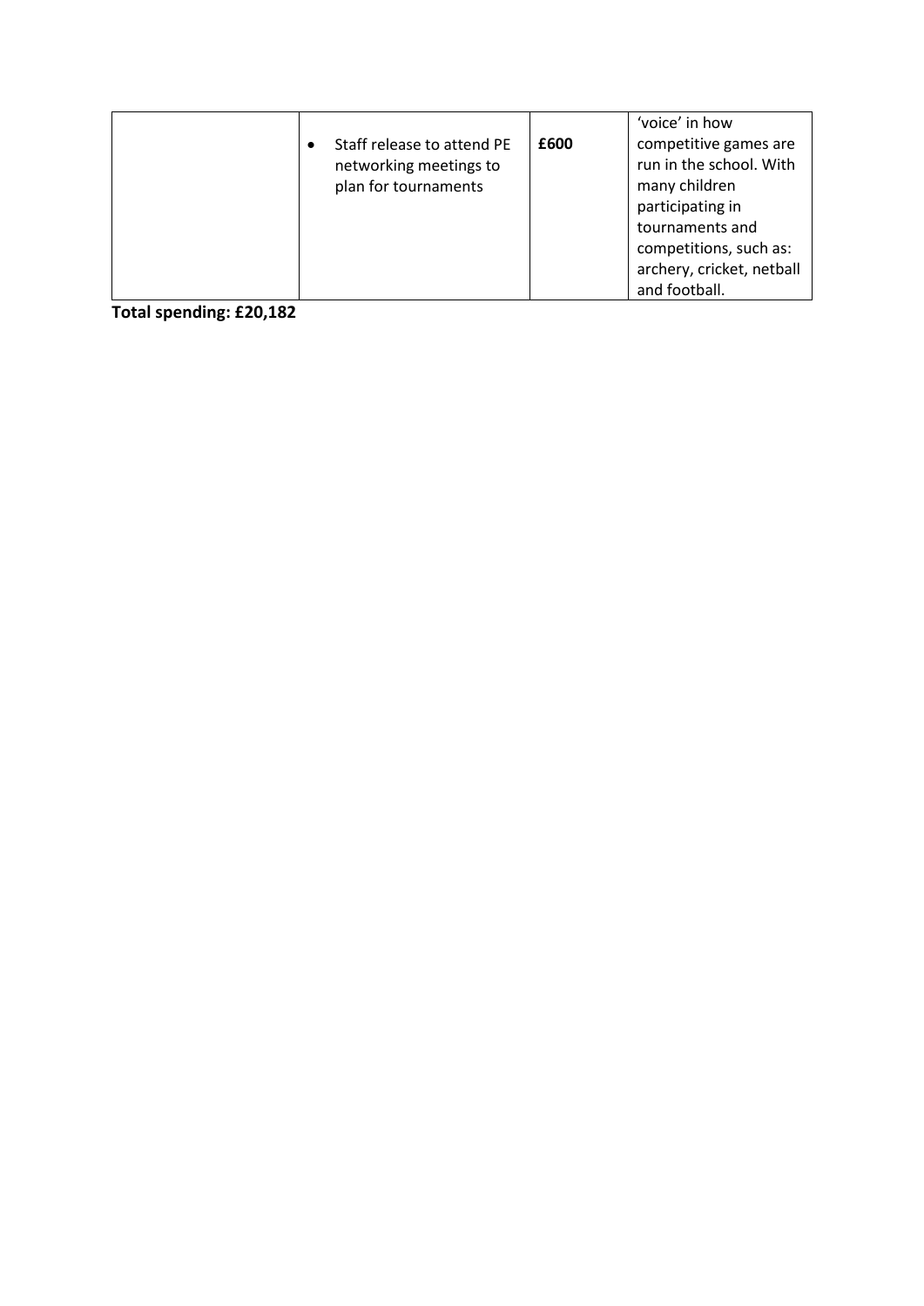| | | | |
|---|---|---|---|
| | - Staff release to attend PE networking meetings to plan for tournaments | **£600** | 'voice' in how competitive games are run in the school. With many children participating in tournaments and competitions, such as: archery, cricket, netball and football. |

**Total spending: £20,182**